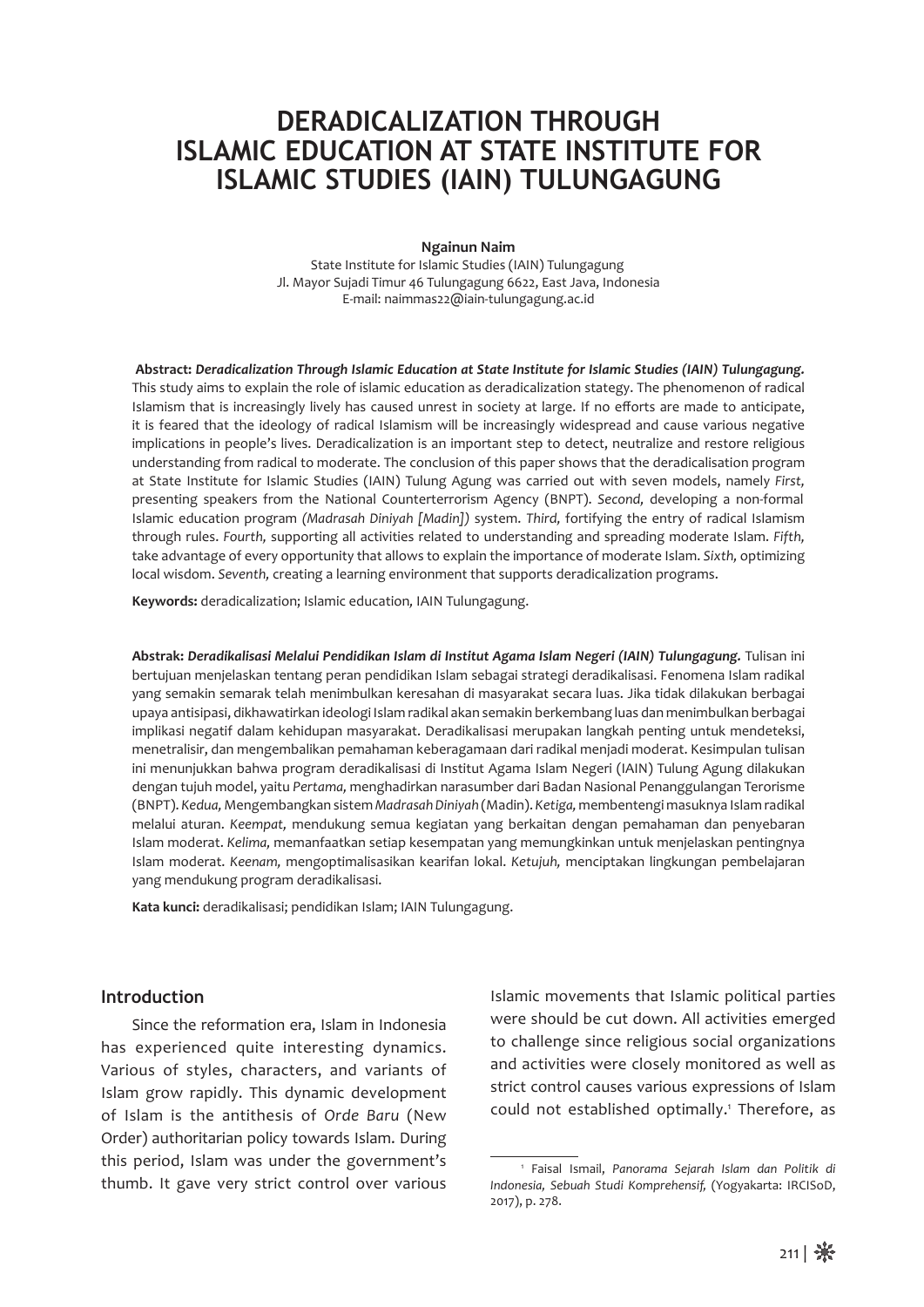# DERADICALIZATION THROUGH ISLAMIC EDUCATION AT STATE INSTITUTE FOR ISLAMIC STUDIES (IAIN) TULUNGAGUNG

**Ngainun Naim**

State Institute for Islamic Studies (IAIN) Tulungagung
Jl. Mayor Sujadi Timur 46 Tulungagung 6622, East Java, Indonesia
E-mail: naimmas22@iain-tulungagung.ac.id

**Abstract:** ***Deradicalization Through Islamic Education at State Institute for Islamic Studies (IAIN) Tulungagung.*** This study aims to explain the role of islamic education as deradicalization stategy. The phenomenon of radical Islamism that is increasingly lively has caused unrest in society at large. If no efforts are made to anticipate, it is feared that the ideology of radical Islamism will be increasingly widespread and cause various negative implications in people's lives. Deradicalization is an important step to detect, neutralize and restore religious understanding from radical to moderate. The conclusion of this paper shows that the deradicalisation program at State Institute for Islamic Studies (IAIN) Tulung Agung was carried out with seven models, namely *First,* presenting speakers from the National Counterterrorism Agency (BNPT). *Second,* developing a non-formal Islamic education program *(Madrasah Diniyah [Madin])* system. *Third,* fortifying the entry of radical Islamism through rules. *Fourth,* supporting all activities related to understanding and spreading moderate Islam. *Fifth,* take advantage of every opportunity that allows to explain the importance of moderate Islam. *Sixth,* optimizing local wisdom. *Seventh,* creating a learning environment that supports deradicalization programs.

**Keywords:** deradicalization; Islamic education, IAIN Tulungagung.

**Abstrak:** ***Deradikalisasi Melalui Pendidikan Islam di Institut Agama Islam Negeri (IAIN) Tulungagung.*** Tulisan ini bertujuan menjelaskan tentang peran pendidikan Islam sebagai strategi deradikalisasi. Fenomena Islam radikal yang semakin semarak telah menimbulkan keresahan di masyarakat secara luas. Jika tidak dilakukan berbagai upaya antisipasi, dikhawatirkan ideologi Islam radikal akan semakin berkembang luas dan menimbulkan berbagai implikasi negatif dalam kehidupan masyarakat. Deradikalisasi merupakan langkah penting untuk mendeteksi, menetralisir, dan mengembalikan pemahaman keberagamaan dari radikal menjadi moderat. Kesimpulan tulisan ini menunjukkan bahwa program deradikalisasi di Institut Agama Islam Negeri (IAIN) Tulung Agung dilakukan dengan tujuh model, yaitu *Pertama,* menghadirkan narasumber dari Badan Nasional Penanggulangan Terorisme (BNPT). *Kedua,* Mengembangkan sistem *Madrasah Diniyah* (Madin). *Ketiga,* membentengi masuknya Islam radikal melalui aturan. *Keempat,* mendukung semua kegiatan yang berkaitan dengan pemahaman dan penyebaran Islam moderat. *Kelima,* memanfaatkan setiap kesempatan yang memungkinkan untuk menjelaskan pentingnya Islam moderat. *Keenam,* mengoptimalisasikan kearifan lokal. *Ketujuh,* menciptakan lingkungan pembelajaran yang mendukung program deradikalisasi.

**Kata kunci:** deradikalisasi; pendidikan Islam; IAIN Tulungagung.

## Introduction

Since the reformation era, Islam in Indonesia has experienced quite interesting dynamics. Various of styles, characters, and variants of Islam grow rapidly. This dynamic development of Islam is the antithesis of *Orde Baru* (New Order) authoritarian policy towards Islam. During this period, Islam was under the government's thumb. It gave very strict control over various Islamic movements that Islamic political parties were should be cut down. All activities emerged to challenge since religious social organizations and activities were closely monitored as well as strict control causes various expressions of Islam could not established optimally.[1] Therefore, as

[1] Faisal Ismail, *Panorama Sejarah Islam dan Politik di Indonesia, Sebuah Studi Komprehensif,* (Yogyakarta: IRCISoD, 2017), p. 278.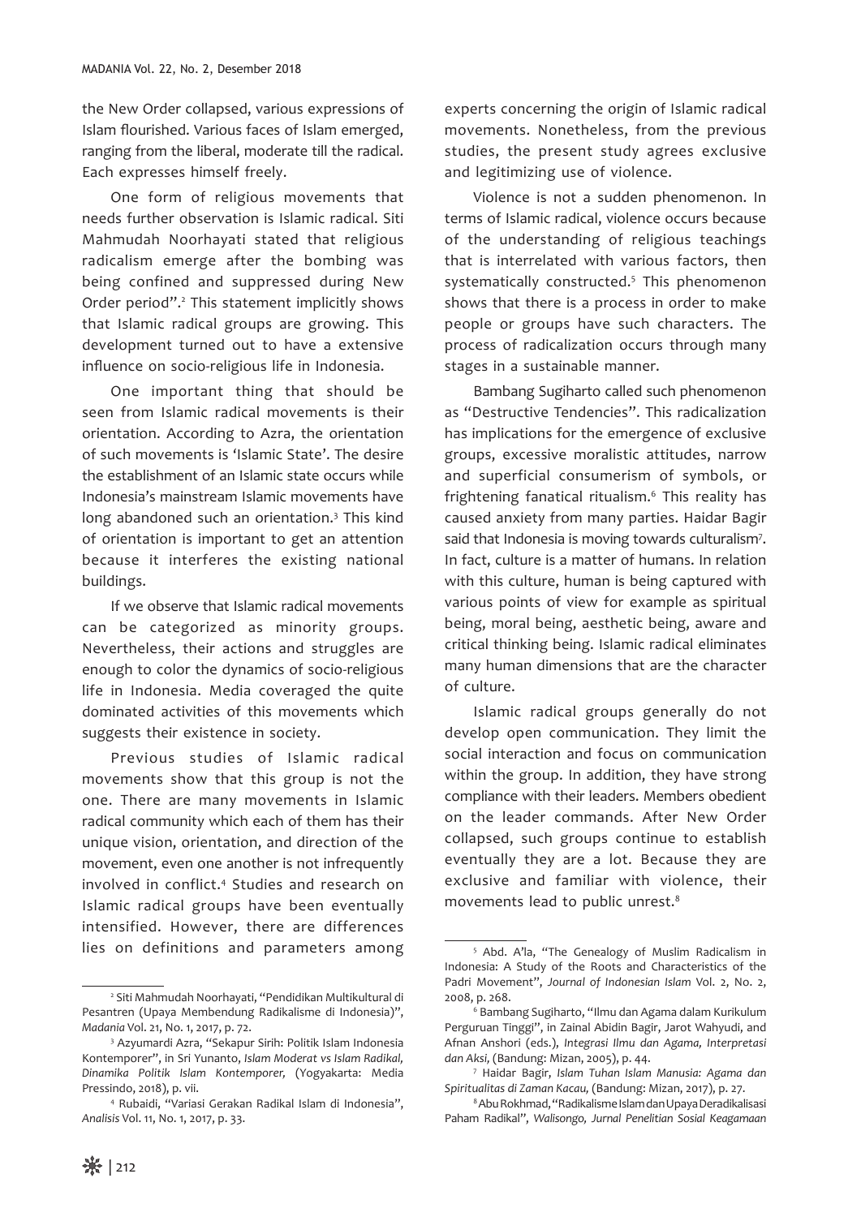the New Order collapsed, various expressions of Islam flourished. Various faces of Islam emerged, ranging from the liberal, moderate till the radical. Each expresses himself freely.

One form of religious movements that needs further observation is Islamic radical. Siti Mahmudah Noorhayati stated that religious radicalism emerge after the bombing was being confined and suppressed during New Order period".[2] This statement implicitly shows that Islamic radical groups are growing. This development turned out to have a extensive influence on socio-religious life in Indonesia.

One important thing that should be seen from Islamic radical movements is their orientation. According to Azra, the orientation of such movements is 'Islamic State'. The desire the establishment of an Islamic state occurs while Indonesia's mainstream Islamic movements have long abandoned such an orientation.[3] This kind of orientation is important to get an attention because it interferes the existing national buildings.

If we observe that Islamic radical movements can be categorized as minority groups. Nevertheless, their actions and struggles are enough to color the dynamics of socio-religious life in Indonesia. Media coveraged the quite dominated activities of this movements which suggests their existence in society.

Previous studies of Islamic radical movements show that this group is not the one. There are many movements in Islamic radical community which each of them has their unique vision, orientation, and direction of the movement, even one another is not infrequently involved in conflict.[4] Studies and research on Islamic radical groups have been eventually intensified. However, there are differences lies on definitions and parameters among experts concerning the origin of Islamic radical movements. Nonetheless, from the previous studies, the present study agrees exclusive and legitimizing use of violence.

Violence is not a sudden phenomenon. In terms of Islamic radical, violence occurs because of the understanding of religious teachings that is interrelated with various factors, then systematically constructed.[5] This phenomenon shows that there is a process in order to make people or groups have such characters. The process of radicalization occurs through many stages in a sustainable manner.

Bambang Sugiharto called such phenomenon as "Destructive Tendencies". This radicalization has implications for the emergence of exclusive groups, excessive moralistic attitudes, narrow and superficial consumerism of symbols, or frightening fanatical ritualism.[6] This reality has caused anxiety from many parties. Haidar Bagir said that Indonesia is moving towards culturalism[7]. In fact, culture is a matter of humans. In relation with this culture, human is being captured with various points of view for example as spiritual being, moral being, aesthetic being, aware and critical thinking being. Islamic radical eliminates many human dimensions that are the character of culture.

Islamic radical groups generally do not develop open communication. They limit the social interaction and focus on communication within the group. In addition, they have strong compliance with their leaders. Members obedient on the leader commands. After New Order collapsed, such groups continue to establish eventually they are a lot. Because they are exclusive and familiar with violence, their movements lead to public unrest.[8]

---

[2] Siti Mahmudah Noorhayati, "Pendidikan Multikultural di Pesantren (Upaya Membendung Radikalisme di Indonesia)", *Madania* Vol. 21, No. 1, 2017, p. 72.

[3] Azyumardi Azra, "Sekapur Sirih: Politik Islam Indonesia Kontemporer", in Sri Yunanto, *Islam Moderat vs Islam Radikal, Dinamika Politik Islam Kontemporer,* (Yogyakarta: Media Pressindo, 2018), p. vii.

[4] Rubaidi, "Variasi Gerakan Radikal Islam di Indonesia", *Analisis* Vol. 11, No. 1, 2017, p. 33.

[5] Abd. A'la, "The Genealogy of Muslim Radicalism in Indonesia: A Study of the Roots and Characteristics of the Padri Movement", *Journal of Indonesian Islam* Vol. 2, No. 2, 2008, p. 268.

[6] Bambang Sugiharto, "Ilmu dan Agama dalam Kurikulum Perguruan Tinggi", in Zainal Abidin Bagir, Jarot Wahyudi, and Afnan Anshori (eds.), *Integrasi Ilmu dan Agama, Interpretasi dan Aksi,* (Bandung: Mizan, 2005), p. 44.

[7] Haidar Bagir, *Islam Tuhan Islam Manusia: Agama dan Spiritualitas di Zaman Kacau,* (Bandung: Mizan, 2017), p. 27.

[8] Abu Rokhmad, "Radikalisme Islam dan Upaya Deradikalisasi Paham Radikal", *Walisongo, Jurnal Penelitian Sosial Keagamaan*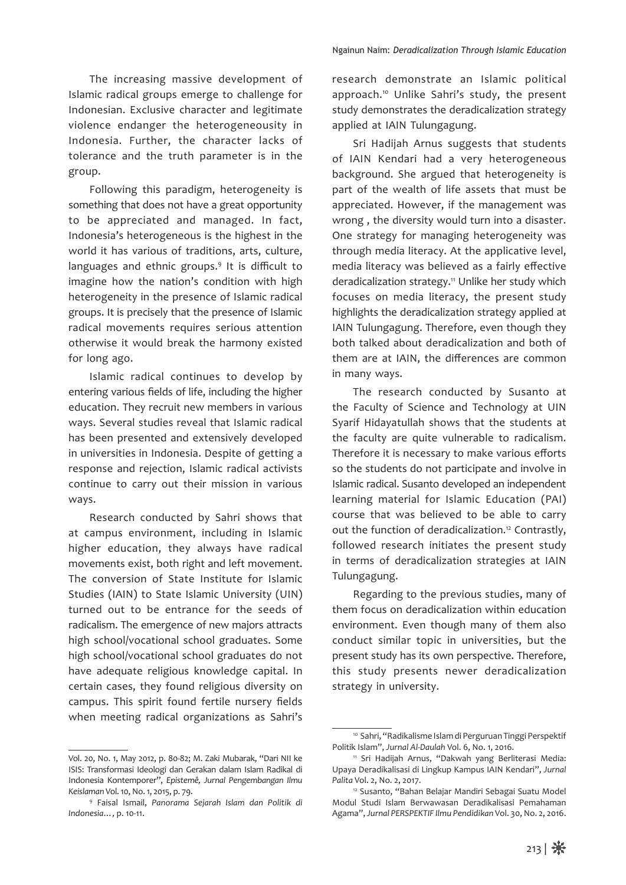The increasing massive development of Islamic radical groups emerge to challenge for Indonesian. Exclusive character and legitimate violence endanger the heterogeneousity in Indonesia. Further, the character lacks of tolerance and the truth parameter is in the group.

Following this paradigm, heterogeneity is something that does not have a great opportunity to be appreciated and managed. In fact, Indonesia's heterogeneous is the highest in the world it has various of traditions, arts, culture, languages and ethnic groups.[9] It is difficult to imagine how the nation's condition with high heterogeneity in the presence of Islamic radical groups. It is precisely that the presence of Islamic radical movements requires serious attention otherwise it would break the harmony existed for long ago.

Islamic radical continues to develop by entering various fields of life, including the higher education. They recruit new members in various ways. Several studies reveal that Islamic radical has been presented and extensively developed in universities in Indonesia. Despite of getting a response and rejection, Islamic radical activists continue to carry out their mission in various ways.

Research conducted by Sahri shows that at campus environment, including in Islamic higher education, they always have radical movements exist, both right and left movement. The conversion of State Institute for Islamic Studies (IAIN) to State Islamic University (UIN) turned out to be entrance for the seeds of radicalism. The emergence of new majors attracts high school/vocational school graduates. Some high school/vocational school graduates do not have adequate religious knowledge capital. In certain cases, they found religious diversity on campus. This spirit found fertile nursery fields when meeting radical organizations as Sahri's research demonstrate an Islamic political approach.[10] Unlike Sahri's study, the present study demonstrates the deradicalization strategy applied at IAIN Tulungagung.

Sri Hadijah Arnus suggests that students of IAIN Kendari had a very heterogeneous background. She argued that heterogeneity is part of the wealth of life assets that must be appreciated. However, if the management was wrong , the diversity would turn into a disaster. One strategy for managing heterogeneity was through media literacy. At the applicative level, media literacy was believed as a fairly effective deradicalization strategy.[11] Unlike her study which focuses on media literacy, the present study highlights the deradicalization strategy applied at IAIN Tulungagung. Therefore, even though they both talked about deradicalization and both of them are at IAIN, the differences are common in many ways.

The research conducted by Susanto at the Faculty of Science and Technology at UIN Syarif Hidayatullah shows that the students at the faculty are quite vulnerable to radicalism. Therefore it is necessary to make various efforts so the students do not participate and involve in Islamic radical. Susanto developed an independent learning material for Islamic Education (PAI) course that was believed to be able to carry out the function of deradicalization.[12] Contrastly, followed research initiates the present study in terms of deradicalization strategies at IAIN Tulungagung.

Regarding to the previous studies, many of them focus on deradicalization within education environment. Even though many of them also conduct similar topic in universities, but the present study has its own perspective. Therefore, this study presents newer deradicalization strategy in university.

---

Vol. 20, No. 1, May 2012, p. 80-82; M. Zaki Mubarak, "Dari NII ke ISIS: Transformasi Ideologi dan Gerakan dalam Islam Radikal di Indonesia Kontemporer", *Epistemé, Jurnal Pengembangan Ilmu Keislaman* Vol. 10, No. 1, 2015, p. 79.

[9] Faisal Ismail, *Panorama Sejarah Islam dan Politik di Indonesia…*, p. 10-11.

[10] Sahri, "Radikalisme Islam di Perguruan Tinggi Perspektif Politik Islam", *Jurnal Al-Daulah* Vol. 6, No. 1, 2016.

[11] Sri Hadijah Arnus, "Dakwah yang Berliterasi Media: Upaya Deradikalisasi di Lingkup Kampus IAIN Kendari", *Jurnal Palita* Vol. 2, No. 2, 2017.

[12] Susanto, "Bahan Belajar Mandiri Sebagai Suatu Model Modul Studi Islam Berwawasan Deradikalisasi Pemahaman Agama", *Jurnal PERSPEKTIF Ilmu Pendidikan* Vol. 30, No. 2, 2016.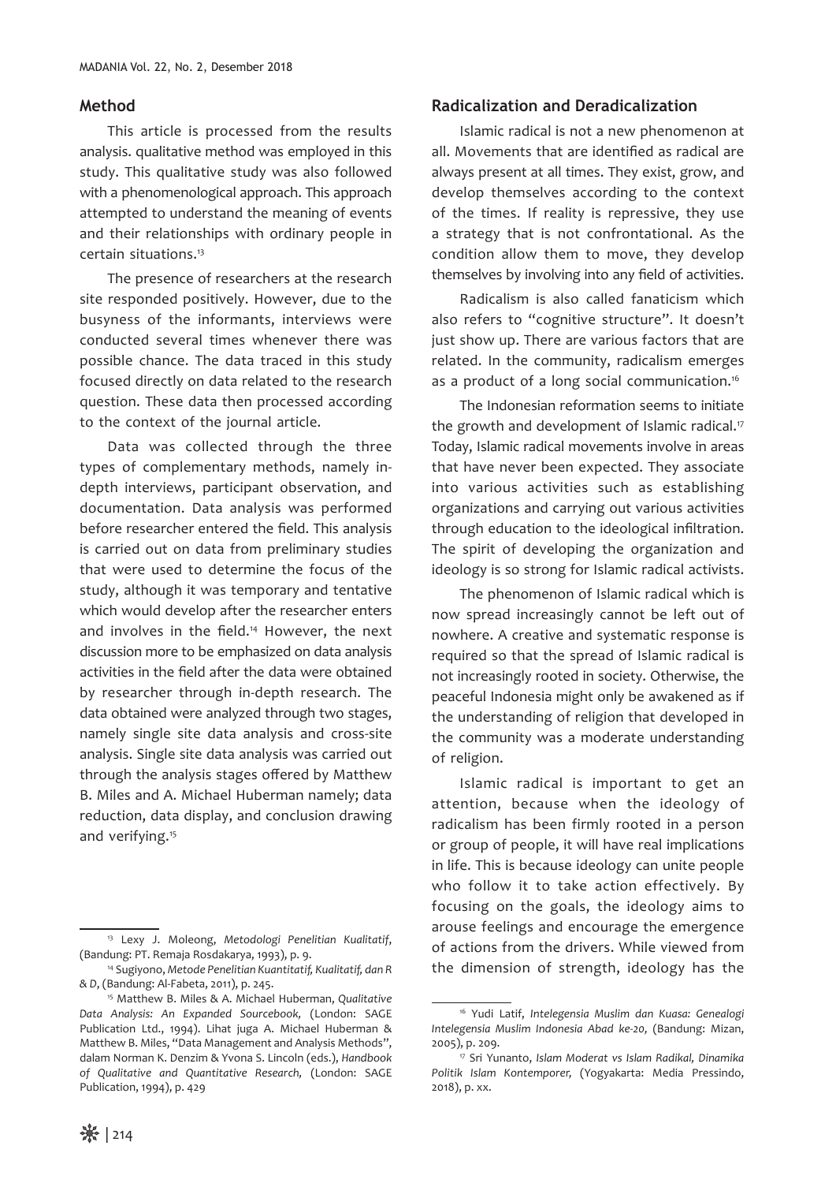## Method

This article is processed from the results analysis. qualitative method was employed in this study. This qualitative study was also followed with a phenomenological approach. This approach attempted to understand the meaning of events and their relationships with ordinary people in certain situations.[13]

The presence of researchers at the research site responded positively. However, due to the busyness of the informants, interviews were conducted several times whenever there was possible chance. The data traced in this study focused directly on data related to the research question. These data then processed according to the context of the journal article.

Data was collected through the three types of complementary methods, namely in-depth interviews, participant observation, and documentation. Data analysis was performed before researcher entered the field. This analysis is carried out on data from preliminary studies that were used to determine the focus of the study, although it was temporary and tentative which would develop after the researcher enters and involves in the field.[14] However, the next discussion more to be emphasized on data analysis activities in the field after the data were obtained by researcher through in-depth research. The data obtained were analyzed through two stages, namely single site data analysis and cross-site analysis. Single site data analysis was carried out through the analysis stages offered by Matthew B. Miles and A. Michael Huberman namely; data reduction, data display, and conclusion drawing and verifying.[15]

## Radicalization and Deradicalization

Islamic radical is not a new phenomenon at all. Movements that are identified as radical are always present at all times. They exist, grow, and develop themselves according to the context of the times. If reality is repressive, they use a strategy that is not confrontational. As the condition allow them to move, they develop themselves by involving into any field of activities.

Radicalism is also called fanaticism which also refers to "cognitive structure". It doesn't just show up. There are various factors that are related. In the community, radicalism emerges as a product of a long social communication.[16]

The Indonesian reformation seems to initiate the growth and development of Islamic radical.[17] Today, Islamic radical movements involve in areas that have never been expected. They associate into various activities such as establishing organizations and carrying out various activities through education to the ideological infiltration. The spirit of developing the organization and ideology is so strong for Islamic radical activists.

The phenomenon of Islamic radical which is now spread increasingly cannot be left out of nowhere. A creative and systematic response is required so that the spread of Islamic radical is not increasingly rooted in society. Otherwise, the peaceful Indonesia might only be awakened as if the understanding of religion that developed in the community was a moderate understanding of religion.

Islamic radical is important to get an attention, because when the ideology of radicalism has been firmly rooted in a person or group of people, it will have real implications in life. This is because ideology can unite people who follow it to take action effectively. By focusing on the goals, the ideology aims to arouse feelings and encourage the emergence of actions from the drivers. While viewed from the dimension of strength, ideology has the

---

[13] Lexy J. Moleong, *Metodologi Penelitian Kualitatif*, (Bandung: PT. Remaja Rosdakarya, 1993), p. 9.

[14] Sugiyono, *Metode Penelitian Kuantitatif, Kualitatif, dan R & D*, (Bandung: Al-Fabeta, 2011), p. 245.

[15] Matthew B. Miles & A. Michael Huberman, *Qualitative Data Analysis: An Expanded Sourcebook*, (London: SAGE Publication Ltd., 1994). Lihat juga A. Michael Huberman & Matthew B. Miles, "Data Management and Analysis Methods", dalam Norman K. Denzim & Yvona S. Lincoln (eds.), *Handbook of Qualitative and Quantitative Research*, (London: SAGE Publication, 1994), p. 429

[16] Yudi Latif, *Intelegensia Muslim dan Kuasa: Genealogi Intelegensia Muslim Indonesia Abad ke-20*, (Bandung: Mizan, 2005), p. 209.

[17] Sri Yunanto, *Islam Moderat vs Islam Radikal, Dinamika Politik Islam Kontemporer*, (Yogyakarta: Media Pressindo, 2018), p. xx.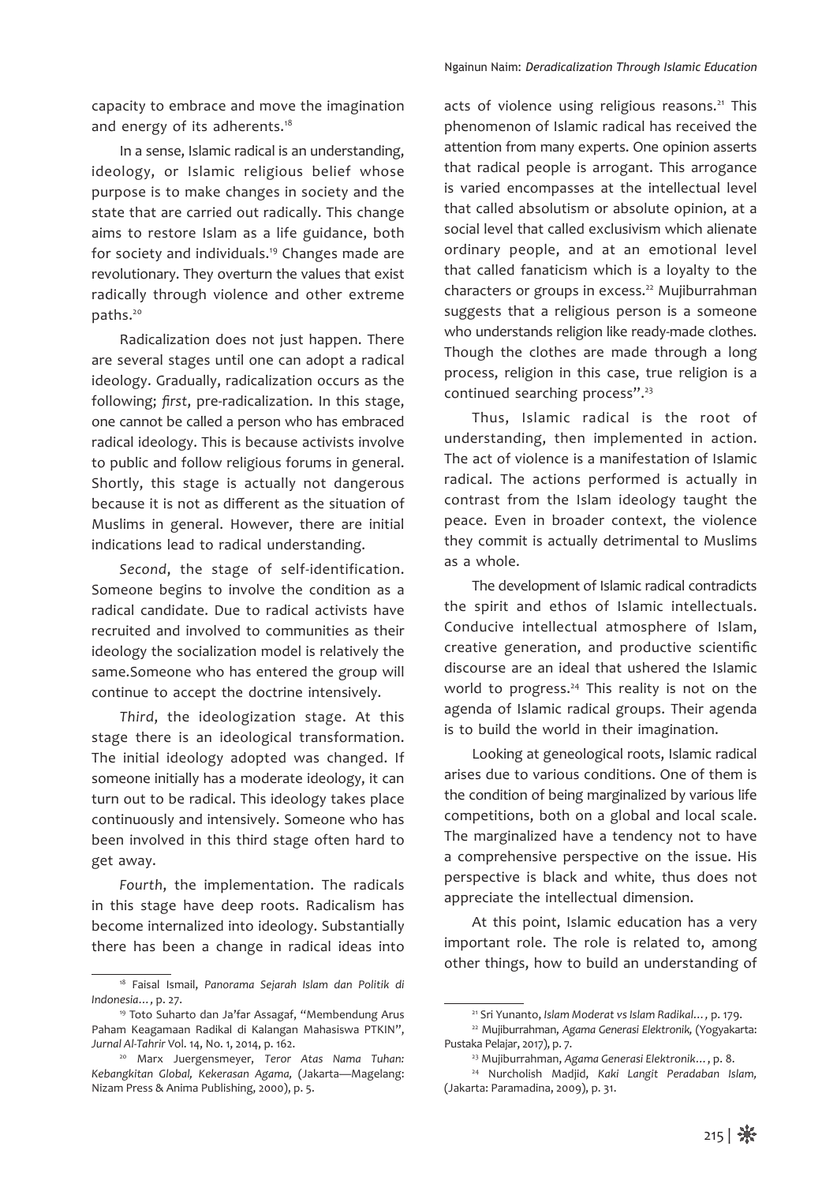capacity to embrace and move the imagination and energy of its adherents.[18]

In a sense, Islamic radical is an understanding, ideology, or Islamic religious belief whose purpose is to make changes in society and the state that are carried out radically. This change aims to restore Islam as a life guidance, both for society and individuals.[19] Changes made are revolutionary. They overturn the values that exist radically through violence and other extreme paths.[20]

Radicalization does not just happen. There are several stages until one can adopt a radical ideology. Gradually, radicalization occurs as the following; *first*, pre-radicalization. In this stage, one cannot be called a person who has embraced radical ideology. This is because activists involve to public and follow religious forums in general. Shortly, this stage is actually not dangerous because it is not as different as the situation of Muslims in general. However, there are initial indications lead to radical understanding.

*Second*, the stage of self-identification. Someone begins to involve the condition as a radical candidate. Due to radical activists have recruited and involved to communities as their ideology the socialization model is relatively the same.Someone who has entered the group will continue to accept the doctrine intensively.

*Third*, the ideologization stage. At this stage there is an ideological transformation. The initial ideology adopted was changed. If someone initially has a moderate ideology, it can turn out to be radical. This ideology takes place continuously and intensively. Someone who has been involved in this third stage often hard to get away.

*Fourth*, the implementation. The radicals in this stage have deep roots. Radicalism has become internalized into ideology. Substantially there has been a change in radical ideas into acts of violence using religious reasons.[21] This phenomenon of Islamic radical has received the attention from many experts. One opinion asserts that radical people is arrogant. This arrogance is varied encompasses at the intellectual level that called absolutism or absolute opinion, at a social level that called exclusivism which alienate ordinary people, and at an emotional level that called fanaticism which is a loyalty to the characters or groups in excess.[22] Mujiburrahman suggests that a religious person is a someone who understands religion like ready-made clothes. Though the clothes are made through a long process, religion in this case, true religion is a continued searching process".[23]

Thus, Islamic radical is the root of understanding, then implemented in action. The act of violence is a manifestation of Islamic radical. The actions performed is actually in contrast from the Islam ideology taught the peace. Even in broader context, the violence they commit is actually detrimental to Muslims as a whole.

The development of Islamic radical contradicts the spirit and ethos of Islamic intellectuals. Conducive intellectual atmosphere of Islam, creative generation, and productive scientific discourse are an ideal that ushered the Islamic world to progress.[24] This reality is not on the agenda of Islamic radical groups. Their agenda is to build the world in their imagination.

Looking at geneological roots, Islamic radical arises due to various conditions. One of them is the condition of being marginalized by various life competitions, both on a global and local scale. The marginalized have a tendency not to have a comprehensive perspective on the issue. His perspective is black and white, thus does not appreciate the intellectual dimension.

At this point, Islamic education has a very important role. The role is related to, among other things, how to build an understanding of

---

[18] Faisal Ismail, *Panorama Sejarah Islam dan Politik di Indonesia…*, p. 27.

[19] Toto Suharto dan Ja'far Assagaf, "Membendung Arus Paham Keagamaan Radikal di Kalangan Mahasiswa PTKIN", *Jurnal Al-Tahrir* Vol. 14, No. 1, 2014, p. 162.

[20] Marx Juergensmeyer, *Teror Atas Nama Tuhan: Kebangkitan Global, Kekerasan Agama,* (Jakarta—Magelang: Nizam Press & Anima Publishing, 2000), p. 5.

[21] Sri Yunanto, *Islam Moderat vs Islam Radikal…*, p. 179.

[22] Mujiburrahman, *Agama Generasi Elektronik,* (Yogyakarta: Pustaka Pelajar, 2017), p. 7.

[23] Mujiburrahman, *Agama Generasi Elektronik…*, p. 8.

[24] Nurcholish Madjid, *Kaki Langit Peradaban Islam,* (Jakarta: Paramadina, 2009), p. 31.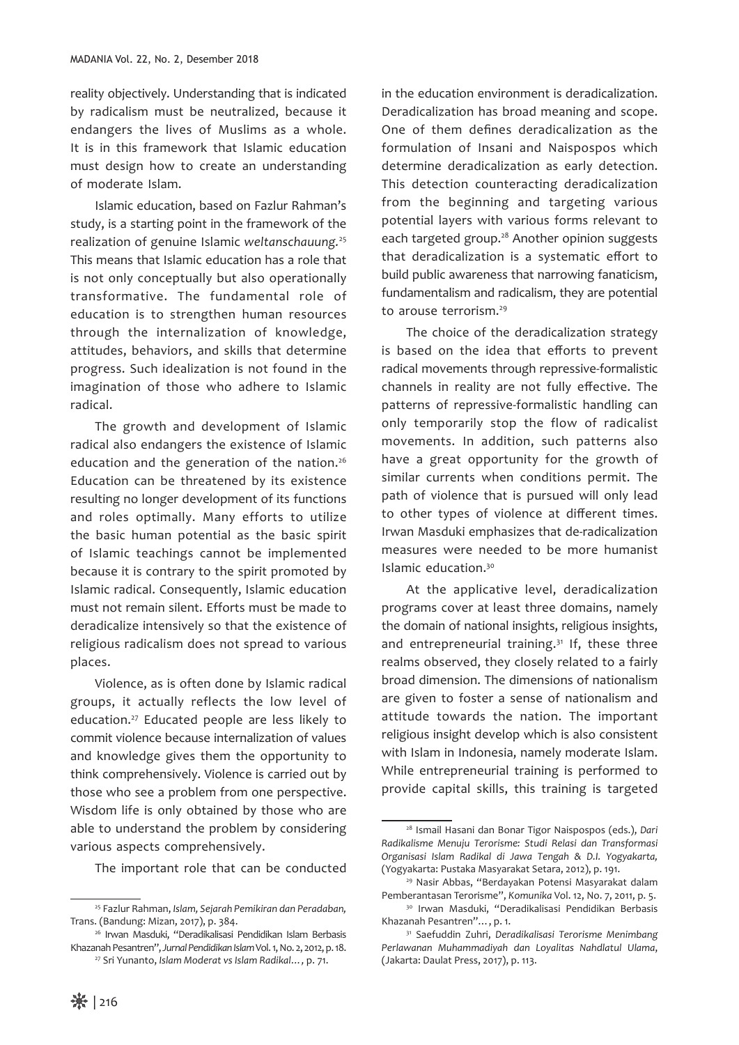reality objectively. Understanding that is indicated by radicalism must be neutralized, because it endangers the lives of Muslims as a whole. It is in this framework that Islamic education must design how to create an understanding of moderate Islam.

Islamic education, based on Fazlur Rahman's study, is a starting point in the framework of the realization of genuine Islamic *weltanschauung.*[25] This means that Islamic education has a role that is not only conceptually but also operationally transformative. The fundamental role of education is to strengthen human resources through the internalization of knowledge, attitudes, behaviors, and skills that determine progress. Such idealization is not found in the imagination of those who adhere to Islamic radical.

The growth and development of Islamic radical also endangers the existence of Islamic education and the generation of the nation.[26] Education can be threatened by its existence resulting no longer development of its functions and roles optimally. Many efforts to utilize the basic human potential as the basic spirit of Islamic teachings cannot be implemented because it is contrary to the spirit promoted by Islamic radical. Consequently, Islamic education must not remain silent. Efforts must be made to deradicalize intensively so that the existence of religious radicalism does not spread to various places.

Violence, as is often done by Islamic radical groups, it actually reflects the low level of education.[27] Educated people are less likely to commit violence because internalization of values and knowledge gives them the opportunity to think comprehensively. Violence is carried out by those who see a problem from one perspective. Wisdom life is only obtained by those who are able to understand the problem by considering various aspects comprehensively.

The important role that can be conducted in the education environment is deradicalization. Deradicalization has broad meaning and scope. One of them defines deradicalization as the formulation of Insani and Naispospos which determine deradicalization as early detection. This detection counteracting deradicalization from the beginning and targeting various potential layers with various forms relevant to each targeted group.[28] Another opinion suggests that deradicalization is a systematic effort to build public awareness that narrowing fanaticism, fundamentalism and radicalism, they are potential to arouse terrorism.[29]

The choice of the deradicalization strategy is based on the idea that efforts to prevent radical movements through repressive-formalistic channels in reality are not fully effective. The patterns of repressive-formalistic handling can only temporarily stop the flow of radicalist movements. In addition, such patterns also have a great opportunity for the growth of similar currents when conditions permit. The path of violence that is pursued will only lead to other types of violence at different times. Irwan Masduki emphasizes that de-radicalization measures were needed to be more humanist Islamic education.[30]

At the applicative level, deradicalization programs cover at least three domains, namely the domain of national insights, religious insights, and entrepreneurial training.[31] If, these three realms observed, they closely related to a fairly broad dimension. The dimensions of nationalism are given to foster a sense of nationalism and attitude towards the nation. The important religious insight develop which is also consistent with Islam in Indonesia, namely moderate Islam. While entrepreneurial training is performed to provide capital skills, this training is targeted

---

[25] Fazlur Rahman, *Islam, Sejarah Pemikiran dan Peradaban,* Trans. (Bandung: Mizan, 2017), p. 384.

[26] Irwan Masduki, "Deradikalisasi Pendidikan Islam Berbasis Khazanah Pesantren", *Jurnal Pendidikan Islam* Vol. 1, No. 2, 2012, p. 18.

[27] Sri Yunanto, *Islam Moderat vs Islam Radikal...*, p. 71.

[28] Ismail Hasani dan Bonar Tigor Naispospos (eds.), *Dari Radikalisme Menuju Terorisme: Studi Relasi dan Transformasi Organisasi Islam Radikal di Jawa Tengah & D.I. Yogyakarta,* (Yogyakarta: Pustaka Masyarakat Setara, 2012), p. 191.

[29] Nasir Abbas, "Berdayakan Potensi Masyarakat dalam Pemberantasan Terorisme", *Komunika* Vol. 12, No. 7, 2011, p. 5.

[30] Irwan Masduki, "Deradikalisasi Pendidikan Berbasis Khazanah Pesantren"..., p. 1.

[31] Saefuddin Zuhri, *Deradikalisasi Terorisme Menimbang Perlawanan Muhammadiyah dan Loyalitas Nahdlatul Ulama*, (Jakarta: Daulat Press, 2017), p. 113.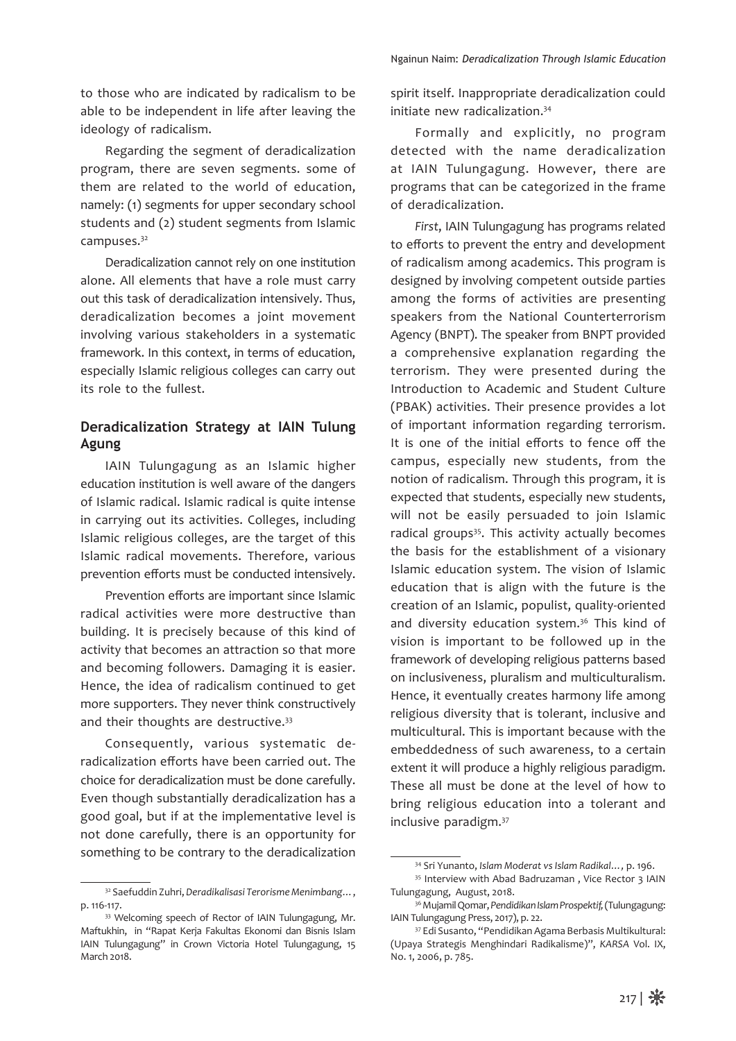to those who are indicated by radicalism to be able to be independent in life after leaving the ideology of radicalism.

Regarding the segment of deradicalization program, there are seven segments. some of them are related to the world of education, namely: (1) segments for upper secondary school students and (2) student segments from Islamic campuses.[32]

Deradicalization cannot rely on one institution alone. All elements that have a role must carry out this task of deradicalization intensively. Thus, deradicalization becomes a joint movement involving various stakeholders in a systematic framework. In this context, in terms of education, especially Islamic religious colleges can carry out its role to the fullest.

## Deradicalization Strategy at IAIN Tulung Agung

IAIN Tulungagung as an Islamic higher education institution is well aware of the dangers of Islamic radical. Islamic radical is quite intense in carrying out its activities. Colleges, including Islamic religious colleges, are the target of this Islamic radical movements. Therefore, various prevention efforts must be conducted intensively.

Prevention efforts are important since Islamic radical activities were more destructive than building. It is precisely because of this kind of activity that becomes an attraction so that more and becoming followers. Damaging it is easier. Hence, the idea of radicalism continued to get more supporters. They never think constructively and their thoughts are destructive.[33]

Consequently, various systematic de-radicalization efforts have been carried out. The choice for deradicalization must be done carefully. Even though substantially deradicalization has a good goal, but if at the implementative level is not done carefully, there is an opportunity for something to be contrary to the deradicalization spirit itself. Inappropriate deradicalization could initiate new radicalization.[34]

Formally and explicitly, no program detected with the name deradicalization at IAIN Tulungagung. However, there are programs that can be categorized in the frame of deradicalization.

*First*, IAIN Tulungagung has programs related to efforts to prevent the entry and development of radicalism among academics. This program is designed by involving competent outside parties among the forms of activities are presenting speakers from the National Counterterrorism Agency (BNPT). The speaker from BNPT provided a comprehensive explanation regarding the terrorism. They were presented during the Introduction to Academic and Student Culture (PBAK) activities. Their presence provides a lot of important information regarding terrorism. It is one of the initial efforts to fence off the campus, especially new students, from the notion of radicalism. Through this program, it is expected that students, especially new students, will not be easily persuaded to join Islamic radical groups[35]. This activity actually becomes the basis for the establishment of a visionary Islamic education system. The vision of Islamic education that is align with the future is the creation of an Islamic, populist, quality-oriented and diversity education system.[36] This kind of vision is important to be followed up in the framework of developing religious patterns based on inclusiveness, pluralism and multiculturalism. Hence, it eventually creates harmony life among religious diversity that is tolerant, inclusive and multicultural. This is important because with the embeddedness of such awareness, to a certain extent it will produce a highly religious paradigm. These all must be done at the level of how to bring religious education into a tolerant and inclusive paradigm.[37]

---

[32] Saefuddin Zuhri, *Deradikalisasi Terorisme Menimbang…*, p. 116-117.

[33] Welcoming speech of Rector of IAIN Tulungagung, Mr. Maftukhin, in "Rapat Kerja Fakultas Ekonomi dan Bisnis Islam IAIN Tulungagung" in Crown Victoria Hotel Tulungagung, 15 March 2018.

[34] Sri Yunanto, *Islam Moderat vs Islam Radikal…*, p. 196.

[35] Interview with Abad Badruzaman , Vice Rector 3 IAIN Tulungagung, August, 2018.

[36] Mujamil Qomar, *Pendidikan Islam Prospektif*, (Tulungagung: IAIN Tulungagung Press, 2017), p. 22.

[37] Edi Susanto, "Pendidikan Agama Berbasis Multikultural: (Upaya Strategis Menghindari Radikalisme)", *KARSA* Vol. IX, No. 1, 2006, p. 785.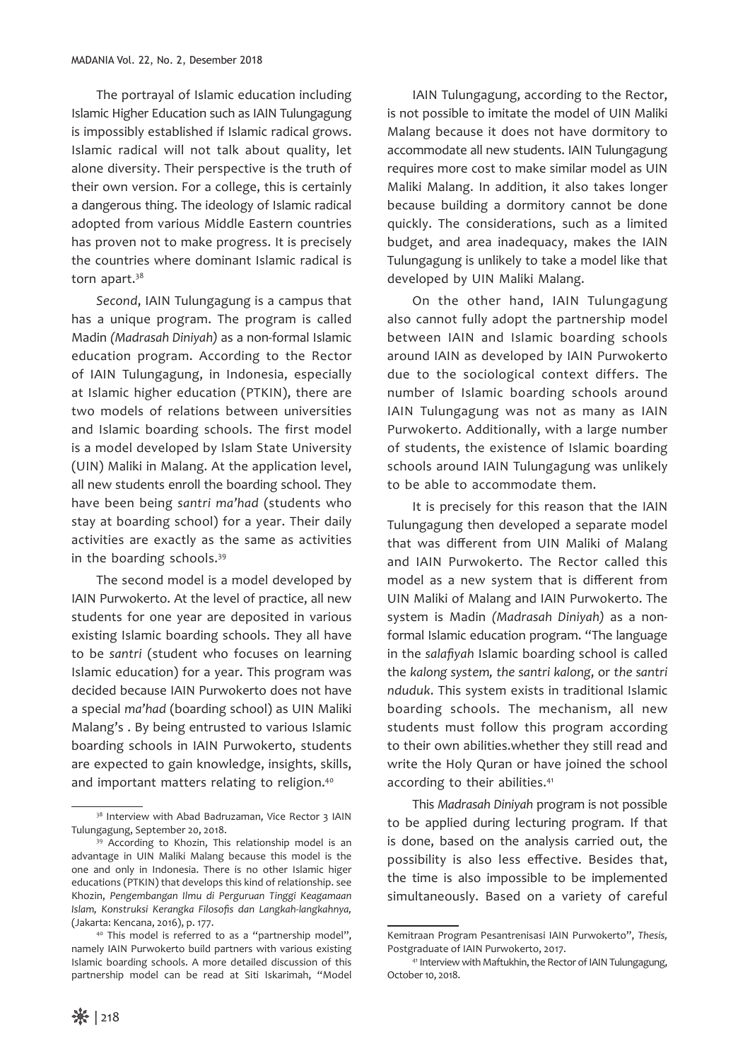The portrayal of Islamic education including Islamic Higher Education such as IAIN Tulungagung is impossibly established if Islamic radical grows. Islamic radical will not talk about quality, let alone diversity. Their perspective is the truth of their own version. For a college, this is certainly a dangerous thing. The ideology of Islamic radical adopted from various Middle Eastern countries has proven not to make progress. It is precisely the countries where dominant Islamic radical is torn apart.[38]

*Second*, IAIN Tulungagung is a campus that has a unique program. The program is called Madin *(Madrasah Diniyah)* as a non-formal Islamic education program. According to the Rector of IAIN Tulungagung, in Indonesia, especially at Islamic higher education (PTKIN), there are two models of relations between universities and Islamic boarding schools. The first model is a model developed by Islam State University (UIN) Maliki in Malang. At the application level, all new students enroll the boarding school. They have been being *santri ma'had* (students who stay at boarding school) for a year. Their daily activities are exactly as the same as activities in the boarding schools.[39]

The second model is a model developed by IAIN Purwokerto. At the level of practice, all new students for one year are deposited in various existing Islamic boarding schools. They all have to be *santri* (student who focuses on learning Islamic education) for a year. This program was decided because IAIN Purwokerto does not have a special *ma'had* (boarding school) as UIN Maliki Malang's . By being entrusted to various Islamic boarding schools in IAIN Purwokerto, students are expected to gain knowledge, insights, skills, and important matters relating to religion.[40]

IAIN Tulungagung, according to the Rector, is not possible to imitate the model of UIN Maliki Malang because it does not have dormitory to accommodate all new students. IAIN Tulungagung requires more cost to make similar model as UIN Maliki Malang. In addition, it also takes longer because building a dormitory cannot be done quickly. The considerations, such as a limited budget, and area inadequacy, makes the IAIN Tulungagung is unlikely to take a model like that developed by UIN Maliki Malang.

On the other hand, IAIN Tulungagung also cannot fully adopt the partnership model between IAIN and Islamic boarding schools around IAIN as developed by IAIN Purwokerto due to the sociological context differs. The number of Islamic boarding schools around IAIN Tulungagung was not as many as IAIN Purwokerto. Additionally, with a large number of students, the existence of Islamic boarding schools around IAIN Tulungagung was unlikely to be able to accommodate them.

It is precisely for this reason that the IAIN Tulungagung then developed a separate model that was different from UIN Maliki of Malang and IAIN Purwokerto. The Rector called this model as a new system that is different from UIN Maliki of Malang and IAIN Purwokerto. The system is Madin *(Madrasah Diniyah)* as a non-formal Islamic education program. "The language in the *salafiyah* Islamic boarding school is called the *kalong system, the santri kalong*, or *the santri nduduk*. This system exists in traditional Islamic boarding schools. The mechanism, all new students must follow this program according to their own abilities.whether they still read and write the Holy Quran or have joined the school according to their abilities.[41]

This *Madrasah Diniyah* program is not possible to be applied during lecturing program. If that is done, based on the analysis carried out, the possibility is also less effective. Besides that, the time is also impossible to be implemented simultaneously. Based on a variety of careful

---

[38] Interview with Abad Badruzaman, Vice Rector 3 IAIN Tulungagung, September 20, 2018.

[39] According to Khozin, This relationship model is an advantage in UIN Maliki Malang because this model is the one and only in Indonesia. There is no other Islamic higer educations (PTKIN) that develops this kind of relationship. see Khozin, *Pengembangan Ilmu di Perguruan Tinggi Keagamaan Islam, Konstruksi Kerangka Filosofis dan Langkah-langkahnya,* (Jakarta: Kencana, 2016), p. 177.

[40] This model is referred to as a "partnership model", namely IAIN Purwokerto build partners with various existing Islamic boarding schools. A more detailed discussion of this partnership model can be read at Siti Iskarimah, "Model Kemitraan Program Pesantrenisasi IAIN Purwokerto", *Thesis*, Postgraduate of IAIN Purwokerto, 2017.

[41] Interview with Maftukhin, the Rector of IAIN Tulungagung, October 10, 2018.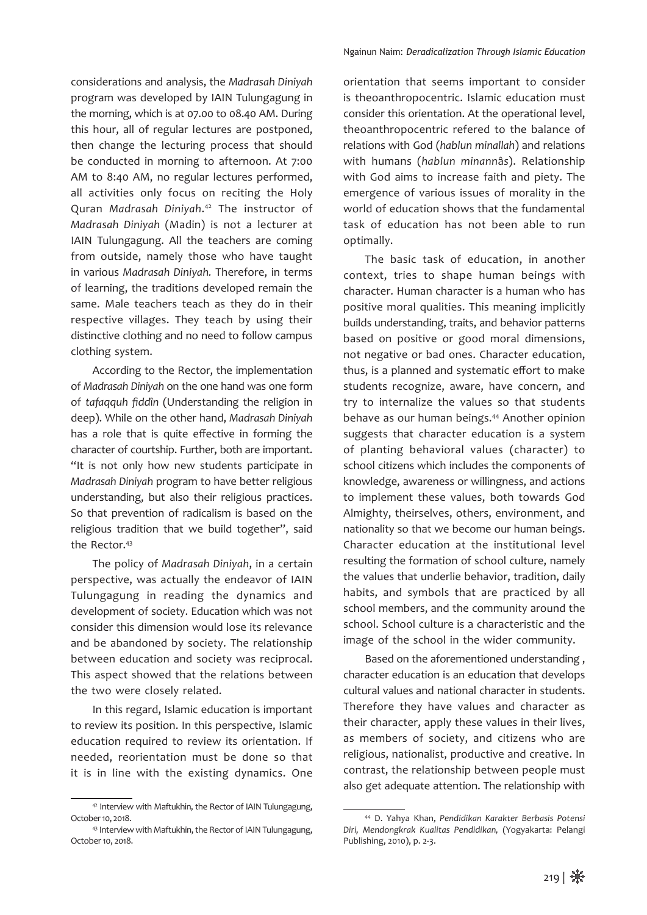considerations and analysis, the *Madrasah Diniyah* program was developed by IAIN Tulungagung in the morning, which is at 07.00 to 08.40 AM. During this hour, all of regular lectures are postponed, then change the lecturing process that should be conducted in morning to afternoon. At 7:00 AM to 8:40 AM, no regular lectures performed, all activities only focus on reciting the Holy Quran *Madrasah Diniyah*.[42] The instructor of *Madrasah Diniyah* (Madin) is not a lecturer at IAIN Tulungagung. All the teachers are coming from outside, namely those who have taught in various *Madrasah Diniyah.* Therefore, in terms of learning, the traditions developed remain the same. Male teachers teach as they do in their respective villages. They teach by using their distinctive clothing and no need to follow campus clothing system.

According to the Rector, the implementation of *Madrasah Diniyah* on the one hand was one form of *tafaqquh fiddîn* (Understanding the religion in deep). While on the other hand, *Madrasah Diniyah* has a role that is quite effective in forming the character of courtship. Further, both are important. "It is not only how new students participate in *Madrasah Diniyah* program to have better religious understanding, but also their religious practices. So that prevention of radicalism is based on the religious tradition that we build together", said the Rector.[43]

The policy of *Madrasah Diniyah*, in a certain perspective, was actually the endeavor of IAIN Tulungagung in reading the dynamics and development of society. Education which was not consider this dimension would lose its relevance and be abandoned by society. The relationship between education and society was reciprocal. This aspect showed that the relations between the two were closely related.

In this regard, Islamic education is important to review its position. In this perspective, Islamic education required to review its orientation. If needed, reorientation must be done so that it is in line with the existing dynamics. One orientation that seems important to consider is theoanthropocentric. Islamic education must consider this orientation. At the operational level, theoanthropocentric refered to the balance of relations with God (*hablun minallah*) and relations with humans (*hablun minann*âs). Relationship with God aims to increase faith and piety. The emergence of various issues of morality in the world of education shows that the fundamental task of education has not been able to run optimally.

The basic task of education, in another context, tries to shape human beings with character. Human character is a human who has positive moral qualities. This meaning implicitly builds understanding, traits, and behavior patterns based on positive or good moral dimensions, not negative or bad ones. Character education, thus, is a planned and systematic effort to make students recognize, aware, have concern, and try to internalize the values so that students behave as our human beings.[44] Another opinion suggests that character education is a system of planting behavioral values (character) to school citizens which includes the components of knowledge, awareness or willingness, and actions to implement these values, both towards God Almighty, theirselves, others, environment, and nationality so that we become our human beings. Character education at the institutional level resulting the formation of school culture, namely the values that underlie behavior, tradition, daily habits, and symbols that are practiced by all school members, and the community around the school. School culture is a characteristic and the image of the school in the wider community.

Based on the aforementioned understanding , character education is an education that develops cultural values and national character in students. Therefore they have values and character as their character, apply these values in their lives, as members of society, and citizens who are religious, nationalist, productive and creative. In contrast, the relationship between people must also get adequate attention. The relationship with

---

[42] Interview with Maftukhin, the Rector of IAIN Tulungagung, October 10, 2018.

[43] Interview with Maftukhin, the Rector of IAIN Tulungagung, October 10, 2018.

[44] D. Yahya Khan, *Pendidikan Karakter Berbasis Potensi Diri, Mendongkrak Kualitas Pendidikan,* (Yogyakarta: Pelangi Publishing, 2010), p. 2-3.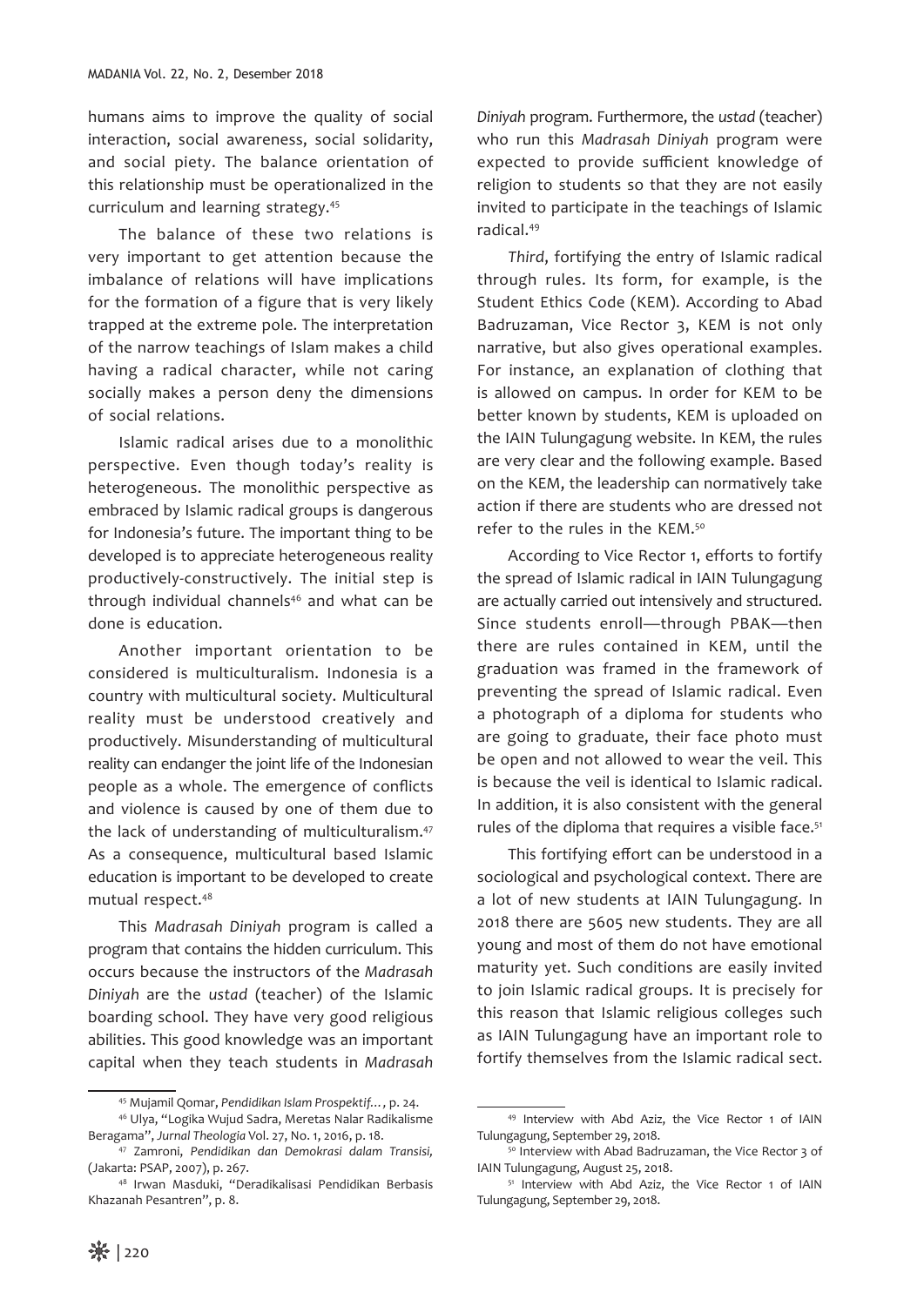humans aims to improve the quality of social interaction, social awareness, social solidarity, and social piety. The balance orientation of this relationship must be operationalized in the curriculum and learning strategy.[45]

The balance of these two relations is very important to get attention because the imbalance of relations will have implications for the formation of a figure that is very likely trapped at the extreme pole. The interpretation of the narrow teachings of Islam makes a child having a radical character, while not caring socially makes a person deny the dimensions of social relations.

Islamic radical arises due to a monolithic perspective. Even though today's reality is heterogeneous. The monolithic perspective as embraced by Islamic radical groups is dangerous for Indonesia's future. The important thing to be developed is to appreciate heterogeneous reality productively-constructively. The initial step is through individual channels[46] and what can be done is education.

Another important orientation to be considered is multiculturalism. Indonesia is a country with multicultural society. Multicultural reality must be understood creatively and productively. Misunderstanding of multicultural reality can endanger the joint life of the Indonesian people as a whole. The emergence of conflicts and violence is caused by one of them due to the lack of understanding of multiculturalism.[47] As a consequence, multicultural based Islamic education is important to be developed to create mutual respect.[48]

This *Madrasah Diniyah* program is called a program that contains the hidden curriculum. This occurs because the instructors of the *Madrasah Diniyah* are the *ustad* (teacher) of the Islamic boarding school. They have very good religious abilities. This good knowledge was an important capital when they teach students in *Madrasah Diniyah* program. Furthermore, the *ustad* (teacher) who run this *Madrasah Diniyah* program were expected to provide sufficient knowledge of religion to students so that they are not easily invited to participate in the teachings of Islamic radical.[49]

*Third*, fortifying the entry of Islamic radical through rules. Its form, for example, is the Student Ethics Code (KEM). According to Abad Badruzaman, Vice Rector 3, KEM is not only narrative, but also gives operational examples. For instance, an explanation of clothing that is allowed on campus. In order for KEM to be better known by students, KEM is uploaded on the IAIN Tulungagung website. In KEM, the rules are very clear and the following example. Based on the KEM, the leadership can normatively take action if there are students who are dressed not refer to the rules in the KEM.[50]

According to Vice Rector 1, efforts to fortify the spread of Islamic radical in IAIN Tulungagung are actually carried out intensively and structured. Since students enroll—through PBAK—then there are rules contained in KEM, until the graduation was framed in the framework of preventing the spread of Islamic radical. Even a photograph of a diploma for students who are going to graduate, their face photo must be open and not allowed to wear the veil. This is because the veil is identical to Islamic radical. In addition, it is also consistent with the general rules of the diploma that requires a visible face.[51]

This fortifying effort can be understood in a sociological and psychological context. There are a lot of new students at IAIN Tulungagung. In 2018 there are 5605 new students. They are all young and most of them do not have emotional maturity yet. Such conditions are easily invited to join Islamic radical groups. It is precisely for this reason that Islamic religious colleges such as IAIN Tulungagung have an important role to fortify themselves from the Islamic radical sect.

---

[45] Mujamil Qomar, *Pendidikan Islam Prospektif...*, p. 24.

[46] Ulya, "Logika Wujud Sadra, Meretas Nalar Radikalisme Beragama", *Jurnal Theologia* Vol. 27, No. 1, 2016, p. 18.

[47] Zamroni, *Pendidikan dan Demokrasi dalam Transisi,* (Jakarta: PSAP, 2007), p. 267.

[48] Irwan Masduki, "Deradikalisasi Pendidikan Berbasis Khazanah Pesantren", p. 8.

[49] Interview with Abd Aziz, the Vice Rector 1 of IAIN Tulungagung, September 29, 2018.

[50] Interview with Abad Badruzaman, the Vice Rector 3 of IAIN Tulungagung, August 25, 2018.

[51] Interview with Abd Aziz, the Vice Rector 1 of IAIN Tulungagung, September 29, 2018.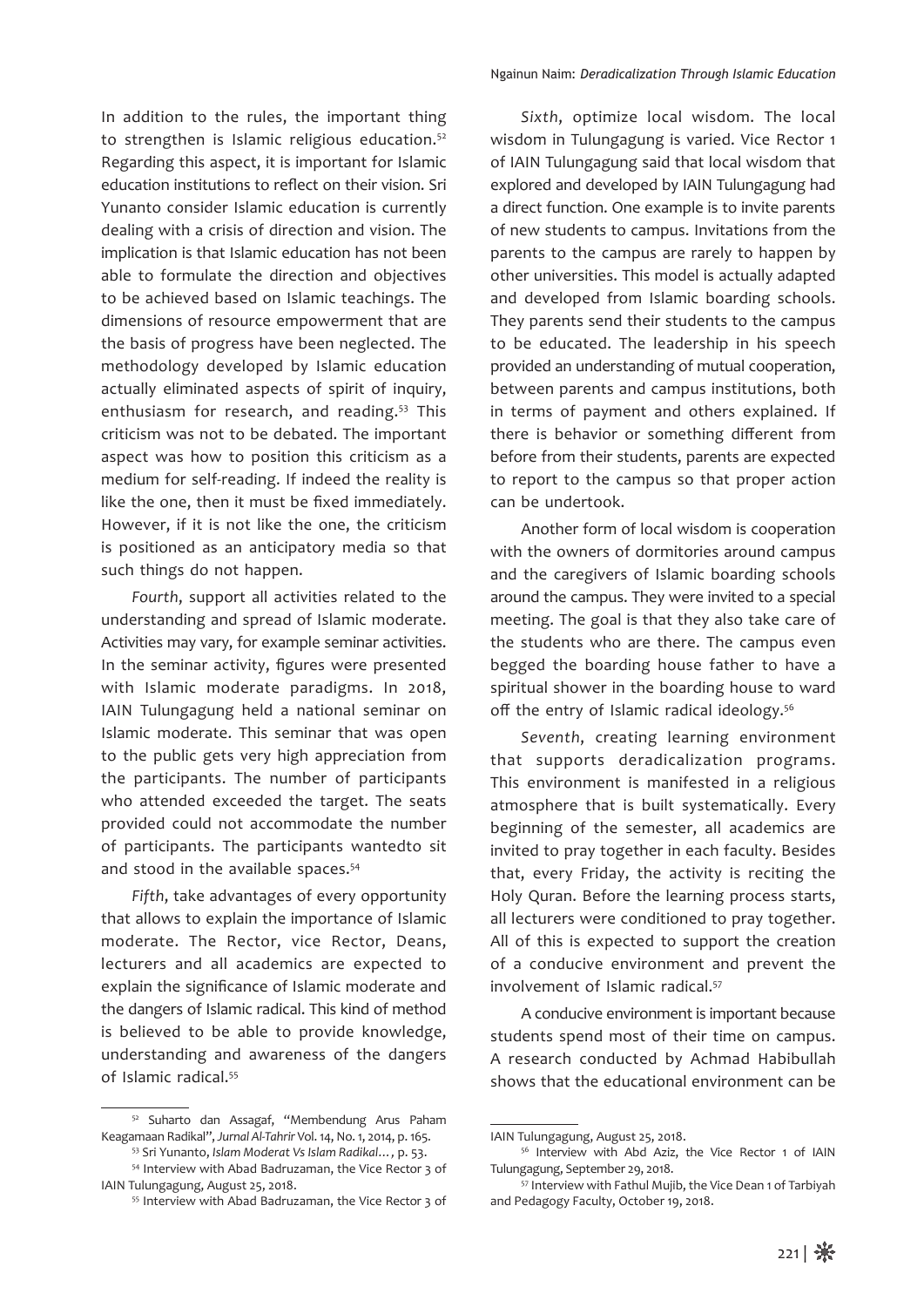In addition to the rules, the important thing to strengthen is Islamic religious education.[52] Regarding this aspect, it is important for Islamic education institutions to reflect on their vision. Sri Yunanto consider Islamic education is currently dealing with a crisis of direction and vision. The implication is that Islamic education has not been able to formulate the direction and objectives to be achieved based on Islamic teachings. The dimensions of resource empowerment that are the basis of progress have been neglected. The methodology developed by Islamic education actually eliminated aspects of spirit of inquiry, enthusiasm for research, and reading.[53] This criticism was not to be debated. The important aspect was how to position this criticism as a medium for self-reading. If indeed the reality is like the one, then it must be fixed immediately. However, if it is not like the one, the criticism is positioned as an anticipatory media so that such things do not happen.

*Fourth*, support all activities related to the understanding and spread of Islamic moderate. Activities may vary, for example seminar activities. In the seminar activity, figures were presented with Islamic moderate paradigms. In 2018, IAIN Tulungagung held a national seminar on Islamic moderate. This seminar that was open to the public gets very high appreciation from the participants. The number of participants who attended exceeded the target. The seats provided could not accommodate the number of participants. The participants wantedto sit and stood in the available spaces.[54]

*Fifth*, take advantages of every opportunity that allows to explain the importance of Islamic moderate. The Rector, vice Rector, Deans, lecturers and all academics are expected to explain the significance of Islamic moderate and the dangers of Islamic radical. This kind of method is believed to be able to provide knowledge, understanding and awareness of the dangers of Islamic radical.[55]

*Sixth*, optimize local wisdom. The local wisdom in Tulungagung is varied. Vice Rector 1 of IAIN Tulungagung said that local wisdom that explored and developed by IAIN Tulungagung had a direct function. One example is to invite parents of new students to campus. Invitations from the parents to the campus are rarely to happen by other universities. This model is actually adapted and developed from Islamic boarding schools. They parents send their students to the campus to be educated. The leadership in his speech provided an understanding of mutual cooperation, between parents and campus institutions, both in terms of payment and others explained. If there is behavior or something different from before from their students, parents are expected to report to the campus so that proper action can be undertook.

Another form of local wisdom is cooperation with the owners of dormitories around campus and the caregivers of Islamic boarding schools around the campus. They were invited to a special meeting. The goal is that they also take care of the students who are there. The campus even begged the boarding house father to have a spiritual shower in the boarding house to ward off the entry of Islamic radical ideology.[56]

*Seventh*, creating learning environment that supports deradicalization programs. This environment is manifested in a religious atmosphere that is built systematically. Every beginning of the semester, all academics are invited to pray together in each faculty. Besides that, every Friday, the activity is reciting the Holy Quran. Before the learning process starts, all lecturers were conditioned to pray together. All of this is expected to support the creation of a conducive environment and prevent the involvement of Islamic radical.[57]

A conducive environment is important because students spend most of their time on campus. A research conducted by Achmad Habibullah shows that the educational environment can be

---

[52] Suharto dan Assagaf, "Membendung Arus Paham Keagamaan Radikal", *Jurnal Al-Tahrir* Vol. 14, No. 1, 2014, p. 165.

[53] Sri Yunanto, *Islam Moderat Vs Islam Radikal*…, p. 53.

[54] Interview with Abad Badruzaman, the Vice Rector 3 of IAIN Tulungagung, August 25, 2018.

[55] Interview with Abad Badruzaman, the Vice Rector 3 of IAIN Tulungagung, August 25, 2018.

[56] Interview with Abd Aziz, the Vice Rector 1 of IAIN Tulungagung, September 29, 2018.

[57] Interview with Fathul Mujib, the Vice Dean 1 of Tarbiyah and Pedagogy Faculty, October 19, 2018.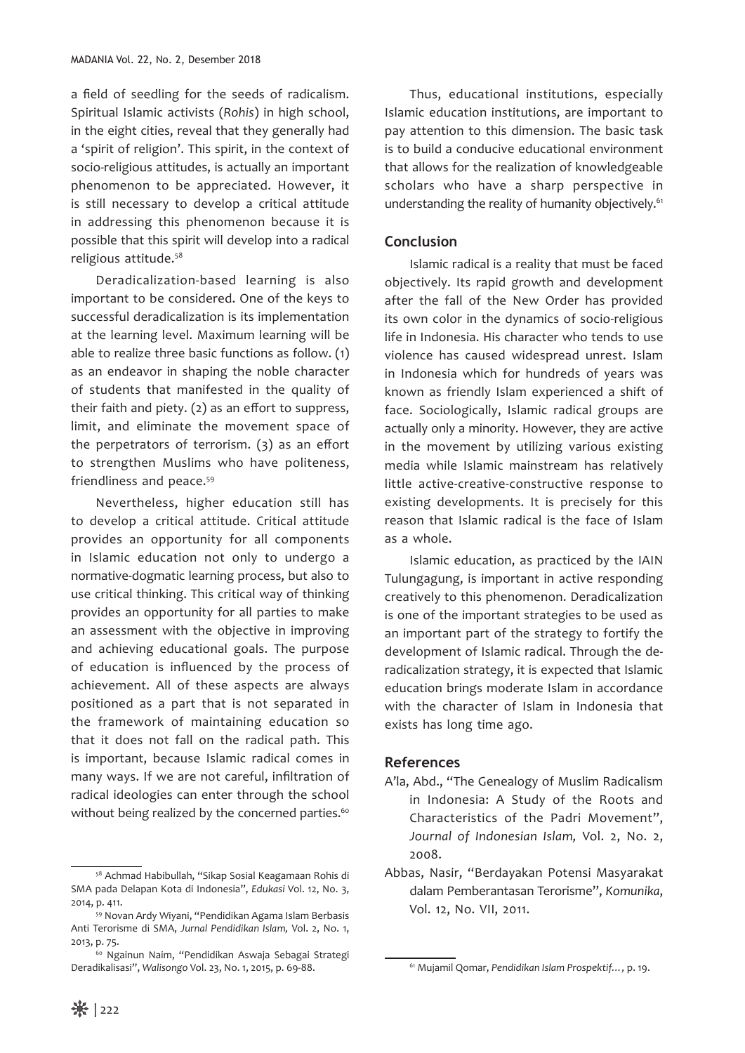a field of seedling for the seeds of radicalism. Spiritual Islamic activists (*Rohis*) in high school, in the eight cities, reveal that they generally had a 'spirit of religion'. This spirit, in the context of socio-religious attitudes, is actually an important phenomenon to be appreciated. However, it is still necessary to develop a critical attitude in addressing this phenomenon because it is possible that this spirit will develop into a radical religious attitude.[58]

Deradicalization-based learning is also important to be considered. One of the keys to successful deradicalization is its implementation at the learning level. Maximum learning will be able to realize three basic functions as follow. (1) as an endeavor in shaping the noble character of students that manifested in the quality of their faith and piety. (2) as an effort to suppress, limit, and eliminate the movement space of the perpetrators of terrorism. (3) as an effort to strengthen Muslims who have politeness, friendliness and peace.[59]

Nevertheless, higher education still has to develop a critical attitude. Critical attitude provides an opportunity for all components in Islamic education not only to undergo a normative-dogmatic learning process, but also to use critical thinking. This critical way of thinking provides an opportunity for all parties to make an assessment with the objective in improving and achieving educational goals. The purpose of education is influenced by the process of achievement. All of these aspects are always positioned as a part that is not separated in the framework of maintaining education so that it does not fall on the radical path. This is important, because Islamic radical comes in many ways. If we are not careful, infiltration of radical ideologies can enter through the school without being realized by the concerned parties.[60]

Thus, educational institutions, especially Islamic education institutions, are important to pay attention to this dimension. The basic task is to build a conducive educational environment that allows for the realization of knowledgeable scholars who have a sharp perspective in understanding the reality of humanity objectively.[61]

## Conclusion

Islamic radical is a reality that must be faced objectively. Its rapid growth and development after the fall of the New Order has provided its own color in the dynamics of socio-religious life in Indonesia. His character who tends to use violence has caused widespread unrest. Islam in Indonesia which for hundreds of years was known as friendly Islam experienced a shift of face. Sociologically, Islamic radical groups are actually only a minority. However, they are active in the movement by utilizing various existing media while Islamic mainstream has relatively little active-creative-constructive response to existing developments. It is precisely for this reason that Islamic radical is the face of Islam as a whole.

Islamic education, as practiced by the IAIN Tulungagung, is important in active responding creatively to this phenomenon. Deradicalization is one of the important strategies to be used as an important part of the strategy to fortify the development of Islamic radical. Through the deradicalization strategy, it is expected that Islamic education brings moderate Islam in accordance with the character of Islam in Indonesia that exists has long time ago.

## References

A'la, Abd., "The Genealogy of Muslim Radicalism in Indonesia: A Study of the Roots and Characteristics of the Padri Movement", *Journal of Indonesian Islam,* Vol. 2, No. 2, 2008.

Abbas, Nasir, "Berdayakan Potensi Masyarakat dalam Pemberantasan Terorisme", *Komunika*, Vol. 12, No. VII, 2011.

---

[58] Achmad Habibullah, "Sikap Sosial Keagamaan Rohis di SMA pada Delapan Kota di Indonesia", *Edukasi* Vol. 12, No. 3, 2014, p. 411.

[59] Novan Ardy Wiyani, "Pendidikan Agama Islam Berbasis Anti Terorisme di SMA, *Jurnal Pendidikan Islam,* Vol. 2, No. 1, 2013, p. 75.

[60] Ngainun Naim, "Pendidikan Aswaja Sebagai Strategi Deradikalisasi", *Walisongo* Vol. 23, No. 1, 2015, p. 69-88.

[61] Mujamil Qomar, *Pendidikan Islam Prospektif…*, p. 19.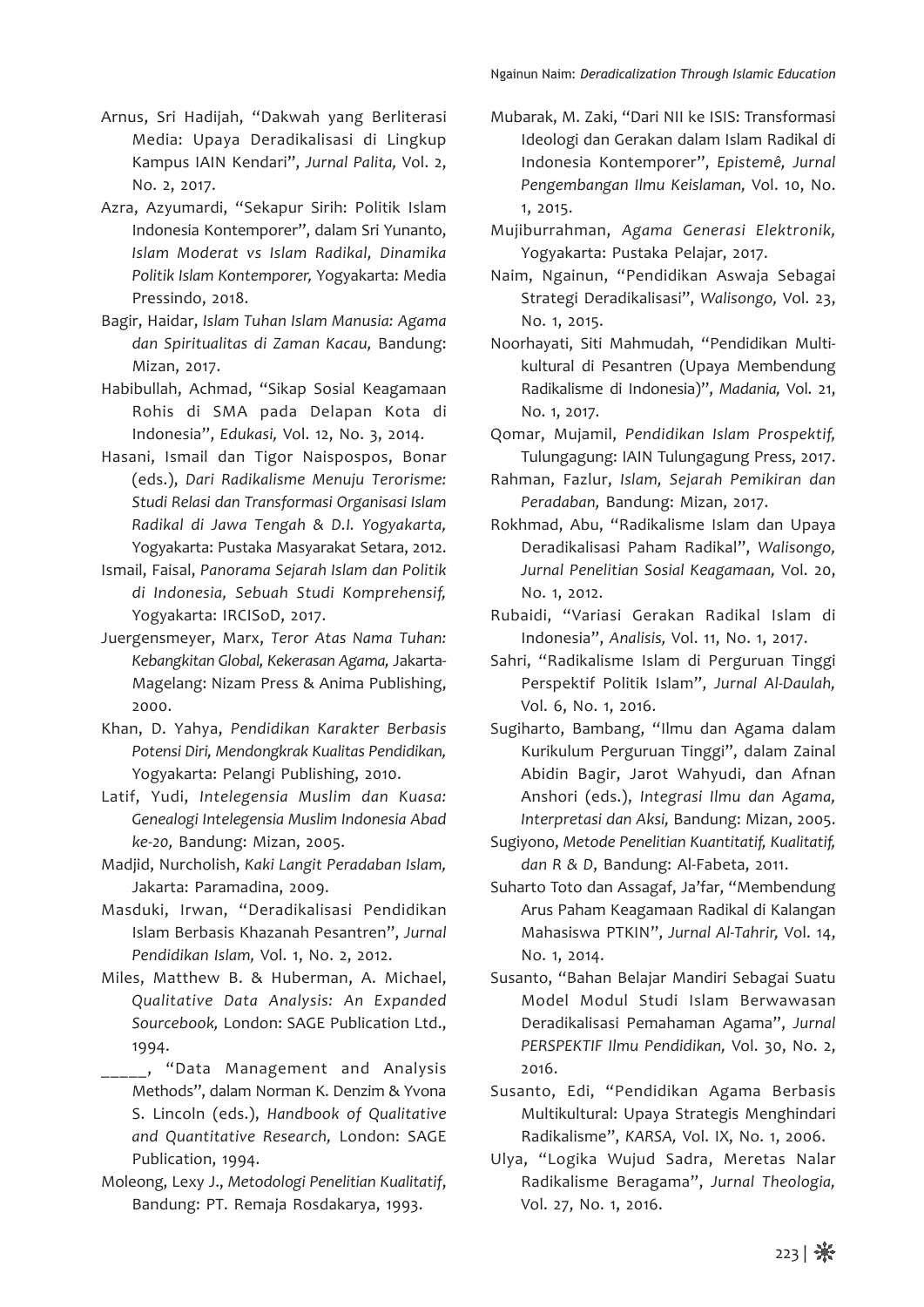Arnus, Sri Hadijah, "Dakwah yang Berliterasi Media: Upaya Deradikalisasi di Lingkup Kampus IAIN Kendari", *Jurnal Palita,* Vol. 2, No. 2, 2017.

Azra, Azyumardi, "Sekapur Sirih: Politik Islam Indonesia Kontemporer", dalam Sri Yunanto, *Islam Moderat vs Islam Radikal, Dinamika Politik Islam Kontemporer,* Yogyakarta: Media Pressindo, 2018.

Bagir, Haidar, *Islam Tuhan Islam Manusia: Agama dan Spiritualitas di Zaman Kacau,* Bandung: Mizan, 2017.

Habibullah, Achmad, "Sikap Sosial Keagamaan Rohis di SMA pada Delapan Kota di Indonesia", *Edukasi,* Vol. 12, No. 3, 2014.

Hasani, Ismail dan Tigor Naispospos, Bonar (eds.), *Dari Radikalisme Menuju Terorisme: Studi Relasi dan Transformasi Organisasi Islam Radikal di Jawa Tengah & D.I. Yogyakarta,* Yogyakarta: Pustaka Masyarakat Setara, 2012.

Ismail, Faisal, *Panorama Sejarah Islam dan Politik di Indonesia, Sebuah Studi Komprehensif,* Yogyakarta: IRCISoD, 2017.

Juergensmeyer, Marx, *Teror Atas Nama Tuhan: Kebangkitan Global, Kekerasan Agama,* Jakarta-Magelang: Nizam Press & Anima Publishing, 2000.

Khan, D. Yahya, *Pendidikan Karakter Berbasis Potensi Diri, Mendongkrak Kualitas Pendidikan,* Yogyakarta: Pelangi Publishing, 2010.

Latif, Yudi, *Intelegensia Muslim dan Kuasa: Genealogi Intelegensia Muslim Indonesia Abad ke-20,* Bandung: Mizan, 2005.

Madjid, Nurcholish, *Kaki Langit Peradaban Islam,* Jakarta: Paramadina, 2009.

Masduki, Irwan, "Deradikalisasi Pendidikan Islam Berbasis Khazanah Pesantren", *Jurnal Pendidikan Islam,* Vol. 1, No. 2, 2012.

Miles, Matthew B. & Huberman, A. Michael, *Qualitative Data Analysis: An Expanded Sourcebook,* London: SAGE Publication Ltd., 1994.

_____, "Data Management and Analysis Methods", dalam Norman K. Denzim & Yvona S. Lincoln (eds.), *Handbook of Qualitative and Quantitative Research,* London: SAGE Publication, 1994.

Moleong, Lexy J., *Metodologi Penelitian Kualitatif*, Bandung: PT. Remaja Rosdakarya, 1993.

Mubarak, M. Zaki, "Dari NII ke ISIS: Transformasi Ideologi dan Gerakan dalam Islam Radikal di Indonesia Kontemporer", *Epistemê, Jurnal Pengembangan Ilmu Keislaman,* Vol. 10, No. 1, 2015.

Mujiburrahman, *Agama Generasi Elektronik,* Yogyakarta: Pustaka Pelajar, 2017.

Naim, Ngainun, "Pendidikan Aswaja Sebagai Strategi Deradikalisasi", *Walisongo,* Vol. 23, No. 1, 2015.

Noorhayati, Siti Mahmudah, "Pendidikan Multi-kultural di Pesantren (Upaya Membendung Radikalisme di Indonesia)", *Madania,* Vol. 21, No. 1, 2017.

Qomar, Mujamil, *Pendidikan Islam Prospektif,* Tulungagung: IAIN Tulungagung Press, 2017.

Rahman, Fazlur, *Islam, Sejarah Pemikiran dan Peradaban,* Bandung: Mizan, 2017.

Rokhmad, Abu, "Radikalisme Islam dan Upaya Deradikalisasi Paham Radikal", *Walisongo, Jurnal Penelitian Sosial Keagamaan,* Vol. 20, No. 1, 2012.

Rubaidi, "Variasi Gerakan Radikal Islam di Indonesia", *Analisis,* Vol. 11, No. 1, 2017.

Sahri, "Radikalisme Islam di Perguruan Tinggi Perspektif Politik Islam", *Jurnal Al-Daulah,* Vol. 6, No. 1, 2016.

Sugiharto, Bambang, "Ilmu dan Agama dalam Kurikulum Perguruan Tinggi", dalam Zainal Abidin Bagir, Jarot Wahyudi, dan Afnan Anshori (eds.), *Integrasi Ilmu dan Agama, Interpretasi dan Aksi,* Bandung: Mizan, 2005.

Sugiyono, *Metode Penelitian Kuantitatif, Kualitatif, dan R & D*, Bandung: Al-Fabeta, 2011.

Suharto Toto dan Assagaf, Ja'far, "Membendung Arus Paham Keagamaan Radikal di Kalangan Mahasiswa PTKIN", *Jurnal Al-Tahrir,* Vol. 14, No. 1, 2014.

Susanto, "Bahan Belajar Mandiri Sebagai Suatu Model Modul Studi Islam Berwawasan Deradikalisasi Pemahaman Agama", *Jurnal PERSPEKTIF Ilmu Pendidikan,* Vol. 30, No. 2, 2016.

Susanto, Edi, "Pendidikan Agama Berbasis Multikultural: Upaya Strategis Menghindari Radikalisme", *KARSA,* Vol. IX, No. 1, 2006.

Ulya, "Logika Wujud Sadra, Meretas Nalar Radikalisme Beragama", *Jurnal Theologia,* Vol. 27, No. 1, 2016.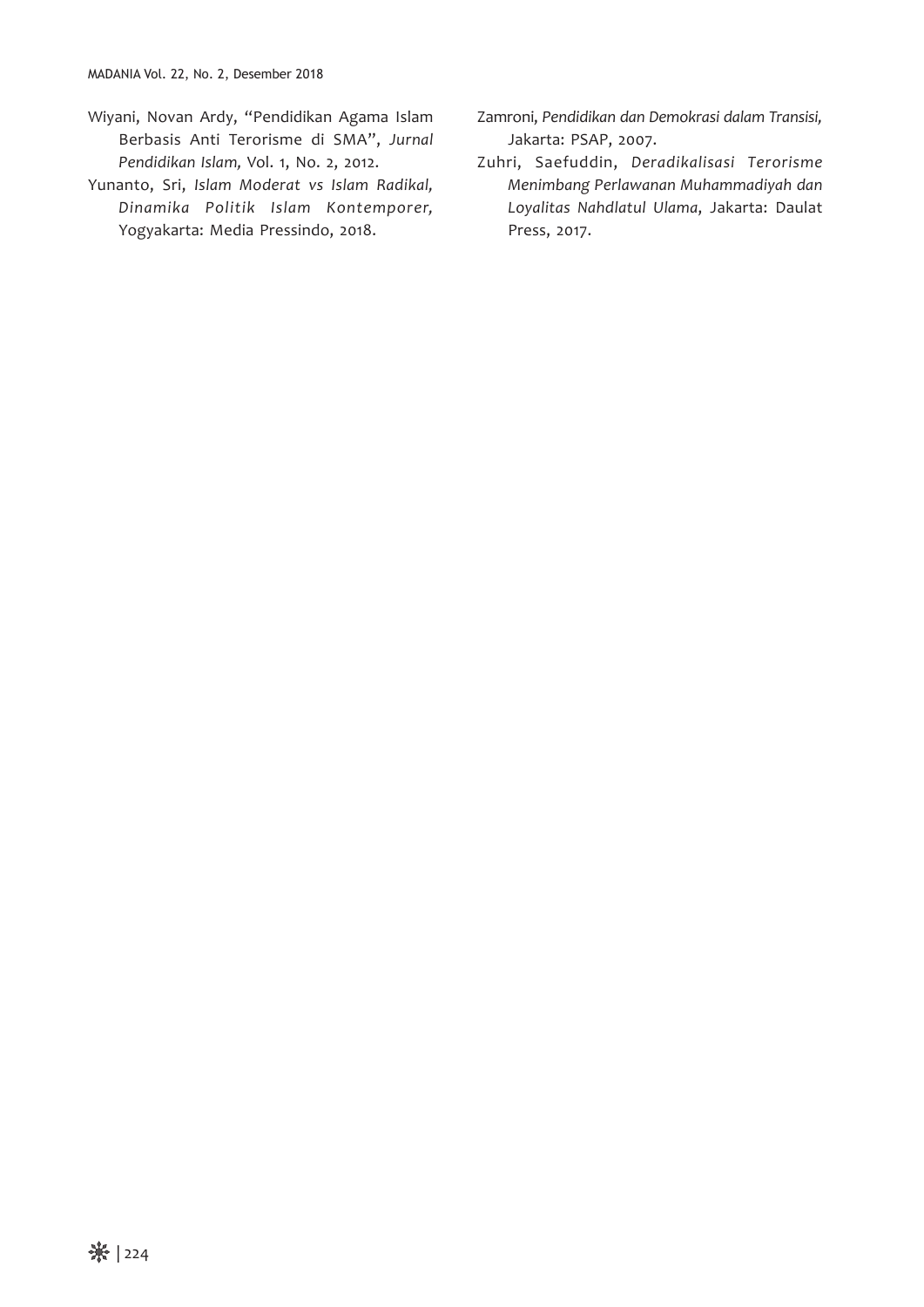Wiyani, Novan Ardy, "Pendidikan Agama Islam Berbasis Anti Terorisme di SMA", *Jurnal Pendidikan Islam,* Vol. 1, No. 2, 2012.

Yunanto, Sri, *Islam Moderat vs Islam Radikal, Dinamika Politik Islam Kontemporer,* Yogyakarta: Media Pressindo, 2018.

Zamroni, *Pendidikan dan Demokrasi dalam Transisi,* Jakarta: PSAP, 2007.

Zuhri, Saefuddin, *Deradikalisasi Terorisme Menimbang Perlawanan Muhammadiyah dan Loyalitas Nahdlatul Ulama*, Jakarta: Daulat Press, 2017.